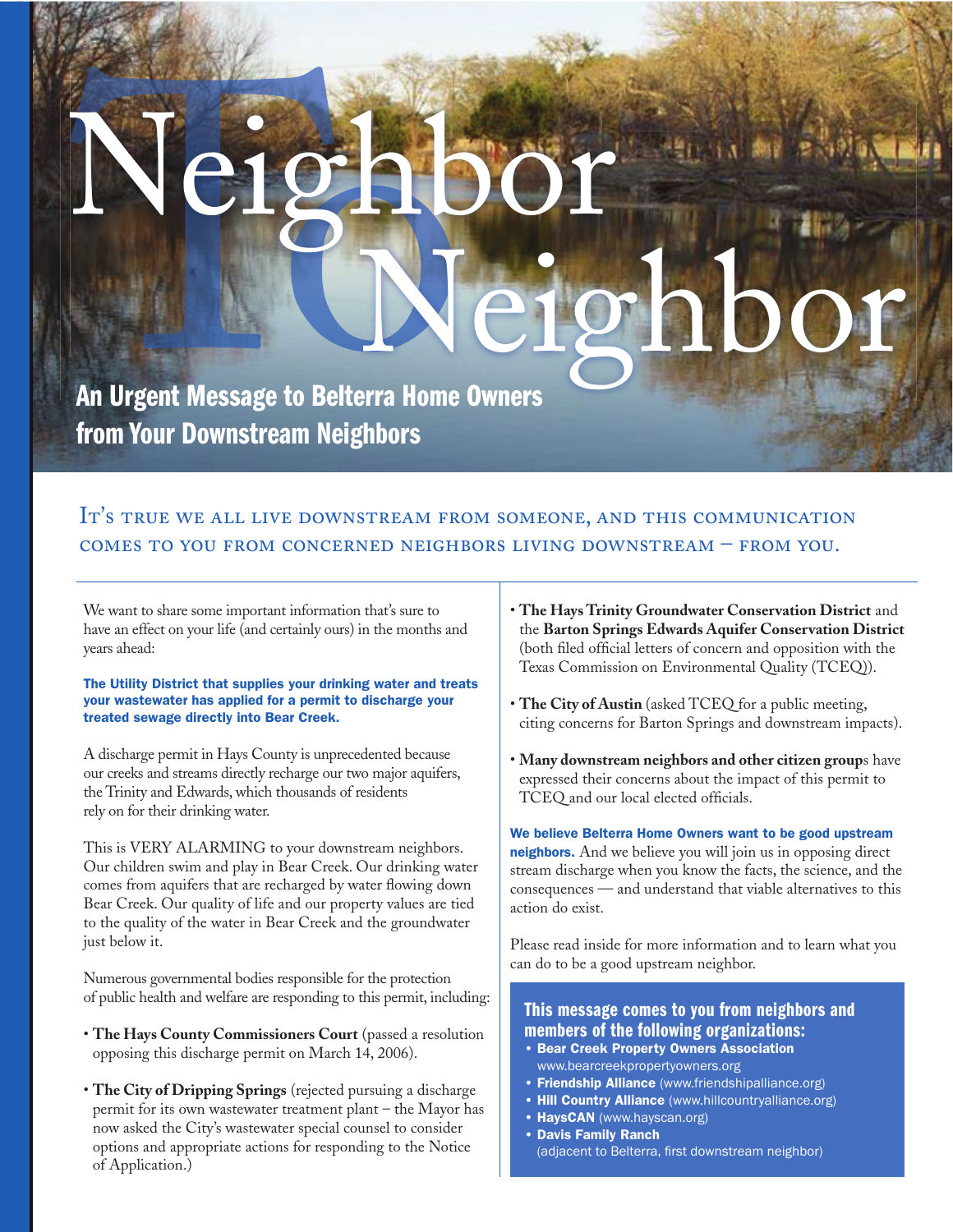# Neighbor To Neighbor

## An Urgent Message to Belterra Home Owners from Your Downstream Neighbors

It's true we all live downstream from someone, and this communication comes to you from concerned neighbors living downstream – from you.

We want to share some important information that's sure to have an effect on your life (and certainly ours) in the months and years ahead:

**The Utility District that supplies your drinking water and treats your wastewater has applied for a permit to discharge your treated sewage directly into Bear Creek.**

A discharge permit in Hays County is unprecedented because our creeks and streams directly recharge our two major aquifers, the Trinity and Edwards, which thousands of residents rely on for their drinking water.

This is VERY ALARMING to your downstream neighbors. Our children swim and play in Bear Creek. Our drinking water comes from aquifers that are recharged by water flowing down Bear Creek. Our quality of life and our property values are tied to the quality of the water in Bear Creek and the groundwater just below it.

Numerous governmental bodies responsible for the protection of public health and welfare are responding to this permit, including:

- **The Hays County Commissioners Court** (passed a resolution opposing this discharge permit on March 14, 2006).
- **The City of Dripping Springs** (rejected pursuing a discharge permit for its own wastewater treatment plant – the Mayor has now asked the City's wastewater special counsel to consider options and appropriate actions for responding to the Notice of Application.)
- **The Hays Trinity Groundwater Conservation District** and the **Barton Springs Edwards Aquifer Conservation District** (both filed official letters of concern and opposition with the Texas Commission on Environmental Quality (TCEQ)).
- **The City of Austin** (asked TCEQ for a public meeting, citing concerns for Barton Springs and downstream impacts).
- **Many downstream neighbors and other citizen group**s have expressed their concerns about the impact of this permit to TCEQ and our local elected officials.

**We believe Belterra Home Owners want to be good upstream neighbors.** And we believe you will join us in opposing direct stream discharge when you know the facts, the science, and the consequences — and understand that viable alternatives to this action do exist.

Please read inside for more information and to learn what you can do to be a good upstream neighbor.

### This message comes to you from neighbors and members of the following organizations:

- **Bear Creek Property Owners Association** www.bearcreekpropertyowners.org
- **Friendship Alliance** (www.friendshipalliance.org)
- **Hill Country Alliance** (www.hillcountryalliance.org)
- **HaysCAN** (www.hayscan.org)
- **Davis Family Ranch** (adjacent to Belterra, first downstream neighbor)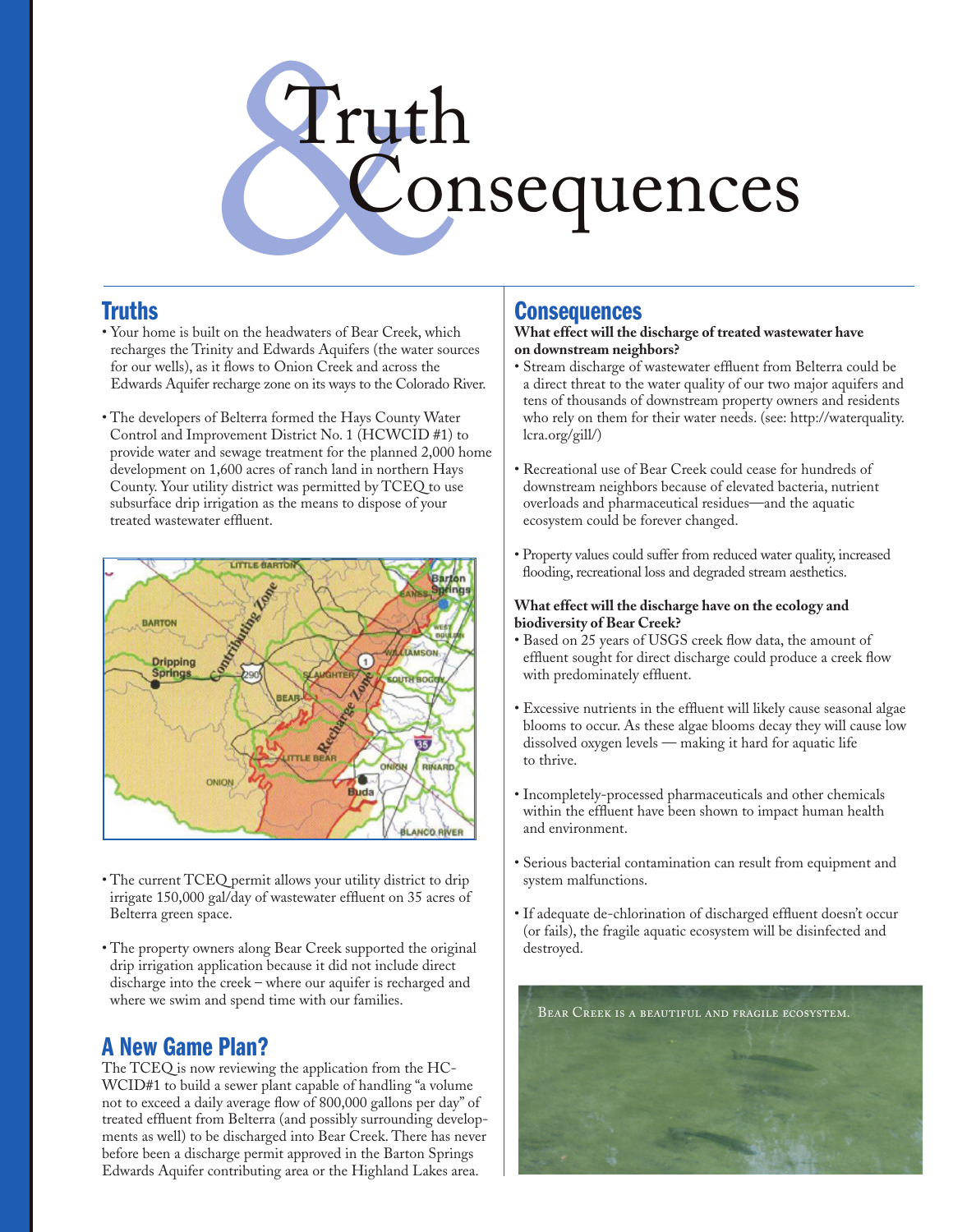# Truth & Consequences

## Truths

- Your home is built on the headwaters of Bear Creek, which recharges the Trinity and Edwards Aquifers (the water sources for our wells), as it flows to Onion Creek and across the Edwards Aquifer recharge zone on its ways to the Colorado River.
- The developers of Belterra formed the Hays County Water Control and Improvement District No. 1 (HCWCID #1) to provide water and sewage treatment for the planned 2,000 home development on 1,600 acres of ranch land in northern Hays County. Your utility district was permitted by TCEQ to use subsurface drip irrigation as the means to dispose of your treated wastewater effluent.
- The current TCEQ permit allows your utility district to drip irrigate 150,000 gal/day of wastewater effluent on 35 acres of Belterra green space.
- The property owners along Bear Creek supported the original drip irrigation application because it did not include direct discharge into the creek – where our aquifer is recharged and where we swim and spend time with our families.

## A New Game Plan?

The TCEQ is now reviewing the application from the HC-WCID#1 to build a sewer plant capable of handling "a volume not to exceed a daily average flow of 800,000 gallons per day" of treated effluent from Belterra (and possibly surrounding developments as well) to be discharged into Bear Creek. There has never before been a discharge permit approved in the Barton Springs Edwards Aquifer contributing area or the Highland Lakes area.

## Consequences

**What effect will the discharge of treated wastewater have on downstream neighbors?**

- Stream discharge of wastewater effluent from Belterra could be a direct threat to the water quality of our two major aquifers and tens of thousands of downstream property owners and residents who rely on them for their water needs. (see: http://waterquality.lcra.org/gill/)
- Recreational use of Bear Creek could cease for hundreds of downstream neighbors because of elevated bacteria, nutrient overloads and pharmaceutical residues—and the aquatic ecosystem could be forever changed.
- Property values could suffer from reduced water quality, increased flooding, recreational loss and degraded stream aesthetics.

**What effect will the discharge have on the ecology and biodiversity of Bear Creek?**

- Based on 25 years of USGS creek flow data, the amount of effluent sought for direct discharge could produce a creek flow with predominately effluent.
- Excessive nutrients in the effluent will likely cause seasonal algae blooms to occur. As these algae blooms decay they will cause low dissolved oxygen levels — making it hard for aquatic life to thrive.
- Incompletely-processed pharmaceuticals and other chemicals within the effluent have been shown to impact human health and environment.
- Serious bacterial contamination can result from equipment and system malfunctions.
- If adequate de-chlorination of discharged effluent doesn't occur (or fails), the fragile aquatic ecosystem will be disinfected and destroyed.

Bear Creek is a beautiful and fragile ecosystem.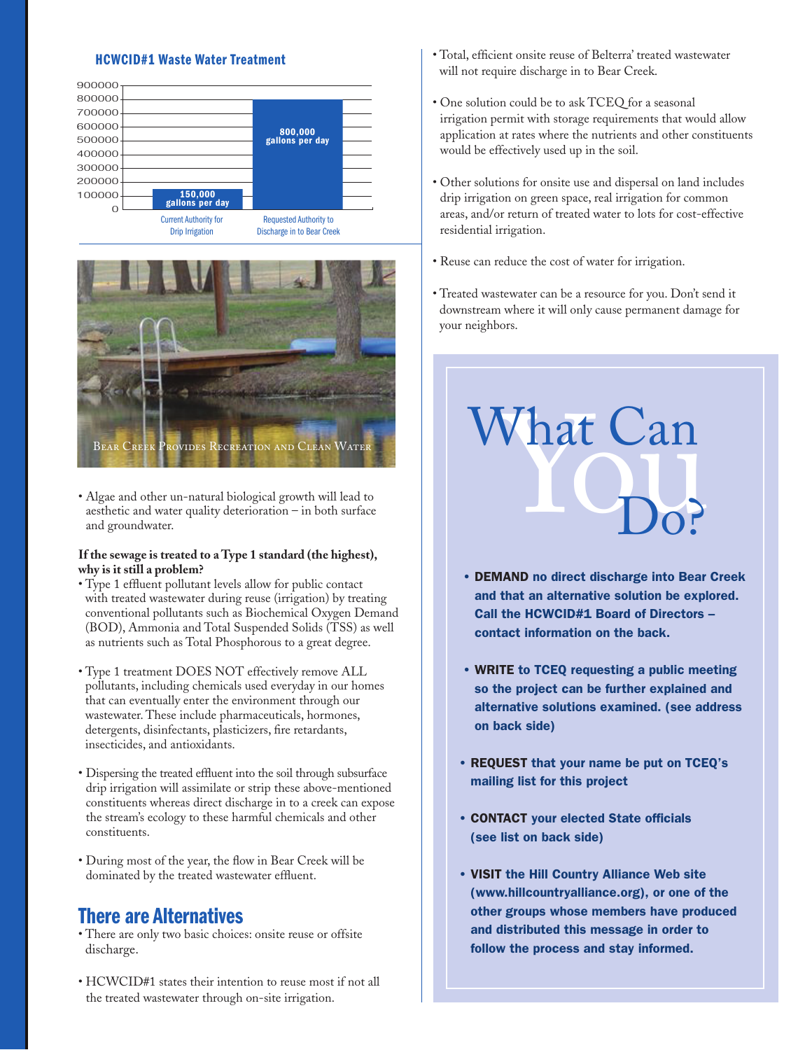### HCWCID#1 Waste Water Treatment

| | Gallons per day |
|---|---|
| Current Authority for Drip Irrigation | 150,000 gallons per day |
| Requested Authority to Discharge in to Bear Creek | 800,000 gallons per day |

Bear Creek Provides Recreation and Clean Water

- Algae and other un-natural biological growth will lead to aesthetic and water quality deterioration – in both surface and groundwater.

**If the sewage is treated to a Type 1 standard (the highest), why is it still a problem?**

- Type 1 effluent pollutant levels allow for public contact with treated wastewater during reuse (irrigation) by treating conventional pollutants such as Biochemical Oxygen Demand (BOD), Ammonia and Total Suspended Solids (TSS) as well as nutrients such as Total Phosphorous to a great degree.
- Type 1 treatment DOES NOT effectively remove ALL pollutants, including chemicals used everyday in our homes that can eventually enter the environment through our wastewater. These include pharmaceuticals, hormones, detergents, disinfectants, plasticizers, fire retardants, insecticides, and antioxidants.
- Dispersing the treated effluent into the soil through subsurface drip irrigation will assimilate or strip these above-mentioned constituents whereas direct discharge in to a creek can expose the stream's ecology to these harmful chemicals and other constituents.
- During most of the year, the flow in Bear Creek will be dominated by the treated wastewater effluent.

## There are Alternatives

- There are only two basic choices: onsite reuse or offsite discharge.
- HCWCID#1 states their intention to reuse most if not all the treated wastewater through on-site irrigation.
- Total, efficient onsite reuse of Belterra' treated wastewater will not require discharge in to Bear Creek.
- One solution could be to ask TCEQ for a seasonal irrigation permit with storage requirements that would allow application at rates where the nutrients and other constituents would be effectively used up in the soil.
- Other solutions for onsite use and dispersal on land includes drip irrigation on green space, real irrigation for common areas, and/or return of treated water to lots for cost-effective residential irrigation.
- Reuse can reduce the cost of water for irrigation.
- Treated wastewater can be a resource for you. Don't send it downstream where it will only cause permanent damage for your neighbors.

## What Can You Do?

- **DEMAND no direct discharge into Bear Creek and that an alternative solution be explored. Call the HCWCID#1 Board of Directors – contact information on the back.**
- **WRITE to TCEQ requesting a public meeting so the project can be further explained and alternative solutions examined. (see address on back side)**
- **REQUEST that your name be put on TCEQ's mailing list for this project**
- **CONTACT your elected State officials (see list on back side)**
- **VISIT the Hill Country Alliance Web site (www.hillcountryalliance.org), or one of the other groups whose members have produced and distributed this message in order to follow the process and stay informed.**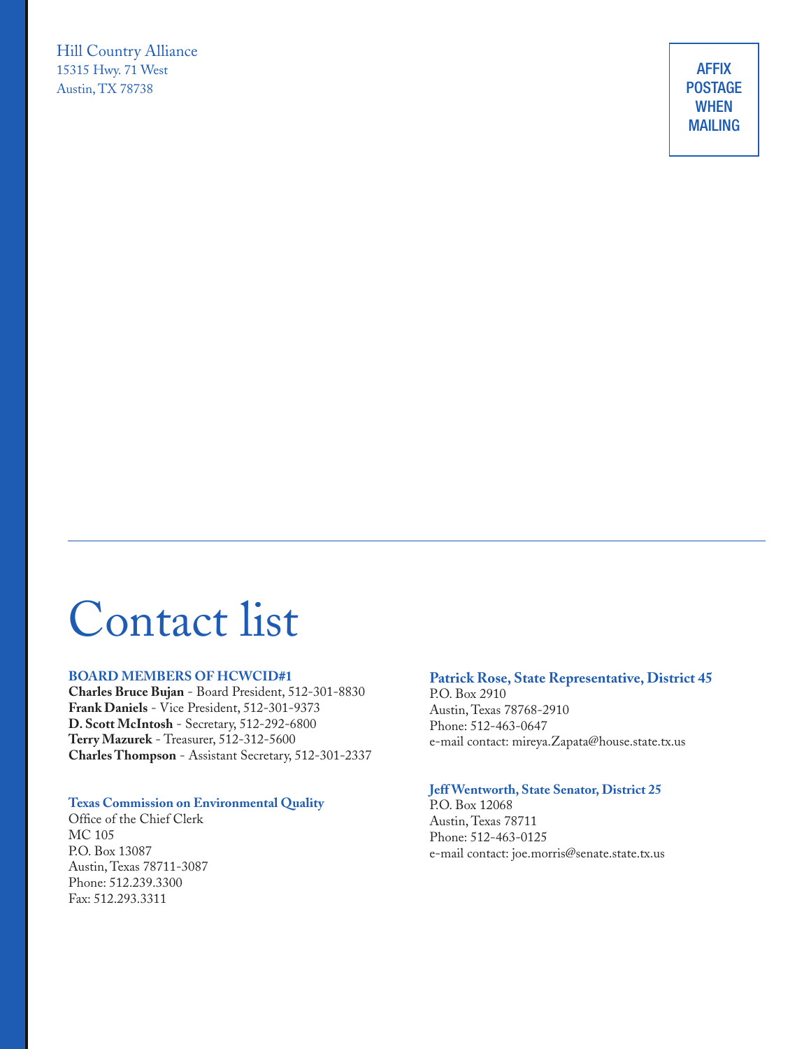Hill Country Alliance
15315 Hwy. 71 West
Austin, TX 78738

AFFIX POSTAGE WHEN MAILING

---

# Contact list

**BOARD MEMBERS OF HCWCID#1**
**Charles Bruce Bujan** - Board President, 512-301-8830
**Frank Daniels** - Vice President, 512-301-9373
**D. Scott McIntosh** - Secretary, 512-292-6800
**Terry Mazurek** - Treasurer, 512-312-5600
**Charles Thompson** - Assistant Secretary, 512-301-2337

**Texas Commission on Environmental Quality**
Office of the Chief Clerk
MC 105
P.O. Box 13087
Austin, Texas 78711-3087
Phone: 512.239.3300
Fax: 512.293.3311

**Patrick Rose, State Representative, District 45**
P.O. Box 2910
Austin, Texas 78768-2910
Phone: 512-463-0647
e-mail contact: mireya.Zapata@house.state.tx.us

**Jeff Wentworth, State Senator, District 25**
P.O. Box 12068
Austin, Texas 78711
Phone: 512-463-0125
e-mail contact: joe.morris@senate.state.tx.us